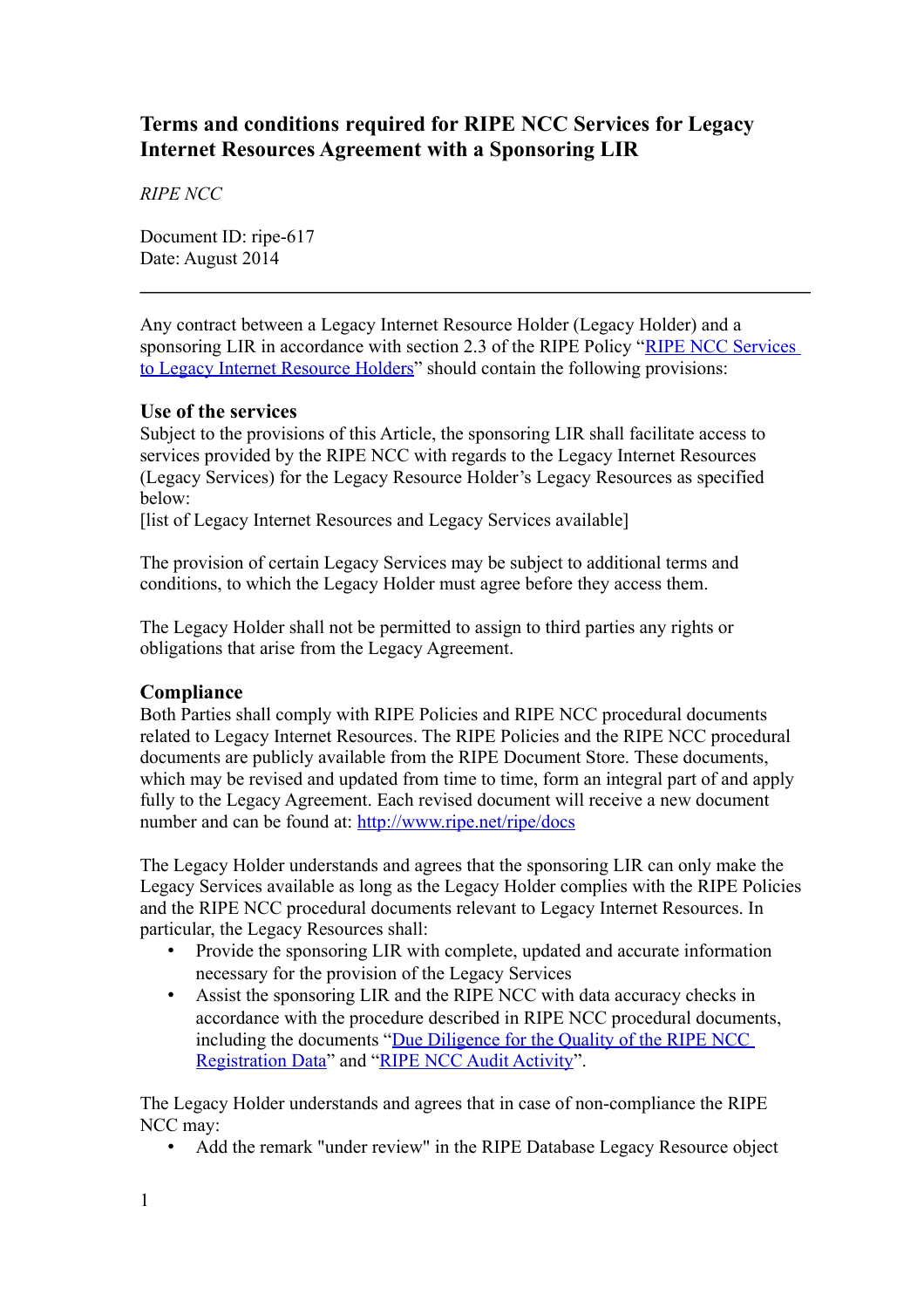# Terms and conditions required for RIPE NCC Services for Legacy Internet Resources Agreement with a Sponsoring LIR

*RIPE NCC*

Document ID: ripe-617
Date: August 2014

---

Any contract between a Legacy Internet Resource Holder (Legacy Holder) and a sponsoring LIR in accordance with section 2.3 of the RIPE Policy "[RIPE NCC Services to Legacy Internet Resource Holders]()" should contain the following provisions:

## Use of the services

Subject to the provisions of this Article, the sponsoring LIR shall facilitate access to services provided by the RIPE NCC with regards to the Legacy Internet Resources (Legacy Services) for the Legacy Resource Holder's Legacy Resources as specified below:
[list of Legacy Internet Resources and Legacy Services available]

The provision of certain Legacy Services may be subject to additional terms and conditions, to which the Legacy Holder must agree before they access them.

The Legacy Holder shall not be permitted to assign to third parties any rights or obligations that arise from the Legacy Agreement.

## Compliance

Both Parties shall comply with RIPE Policies and RIPE NCC procedural documents related to Legacy Internet Resources. The RIPE Policies and the RIPE NCC procedural documents are publicly available from the RIPE Document Store. These documents, which may be revised and updated from time to time, form an integral part of and apply fully to the Legacy Agreement. Each revised document will receive a new document number and can be found at: [http://www.ripe.net/ripe/docs](http://www.ripe.net/ripe/docs)

The Legacy Holder understands and agrees that the sponsoring LIR can only make the Legacy Services available as long as the Legacy Holder complies with the RIPE Policies and the RIPE NCC procedural documents relevant to Legacy Internet Resources. In particular, the Legacy Resources shall:

- Provide the sponsoring LIR with complete, updated and accurate information necessary for the provision of the Legacy Services
- Assist the sponsoring LIR and the RIPE NCC with data accuracy checks in accordance with the procedure described in RIPE NCC procedural documents, including the documents "[Due Diligence for the Quality of the RIPE NCC Registration Data]()" and "[RIPE NCC Audit Activity]()".

The Legacy Holder understands and agrees that in case of non-compliance the RIPE NCC may:

- Add the remark "under review" in the RIPE Database Legacy Resource object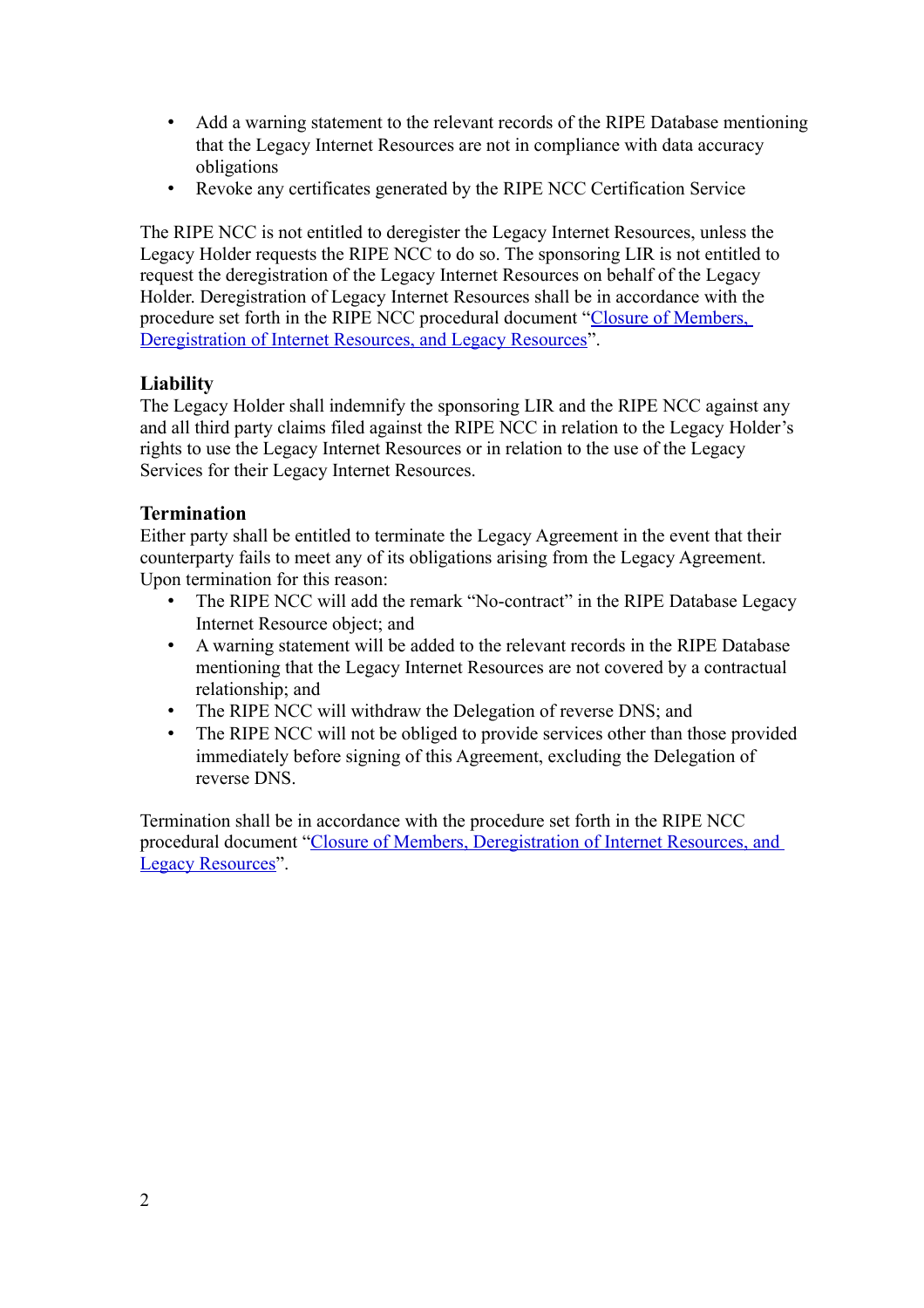- Add a warning statement to the relevant records of the RIPE Database mentioning that the Legacy Internet Resources are not in compliance with data accuracy obligations
- Revoke any certificates generated by the RIPE NCC Certification Service

The RIPE NCC is not entitled to deregister the Legacy Internet Resources, unless the Legacy Holder requests the RIPE NCC to do so. The sponsoring LIR is not entitled to request the deregistration of the Legacy Internet Resources on behalf of the Legacy Holder. Deregistration of Legacy Internet Resources shall be in accordance with the procedure set forth in the RIPE NCC procedural document "Closure of Members, Deregistration of Internet Resources, and Legacy Resources".

## Liability

The Legacy Holder shall indemnify the sponsoring LIR and the RIPE NCC against any and all third party claims filed against the RIPE NCC in relation to the Legacy Holder's rights to use the Legacy Internet Resources or in relation to the use of the Legacy Services for their Legacy Internet Resources.

## Termination

Either party shall be entitled to terminate the Legacy Agreement in the event that their counterparty fails to meet any of its obligations arising from the Legacy Agreement. Upon termination for this reason:

- The RIPE NCC will add the remark "No-contract" in the RIPE Database Legacy Internet Resource object; and
- A warning statement will be added to the relevant records in the RIPE Database mentioning that the Legacy Internet Resources are not covered by a contractual relationship; and
- The RIPE NCC will withdraw the Delegation of reverse DNS; and
- The RIPE NCC will not be obliged to provide services other than those provided immediately before signing of this Agreement, excluding the Delegation of reverse DNS.

Termination shall be in accordance with the procedure set forth in the RIPE NCC procedural document "Closure of Members, Deregistration of Internet Resources, and Legacy Resources".